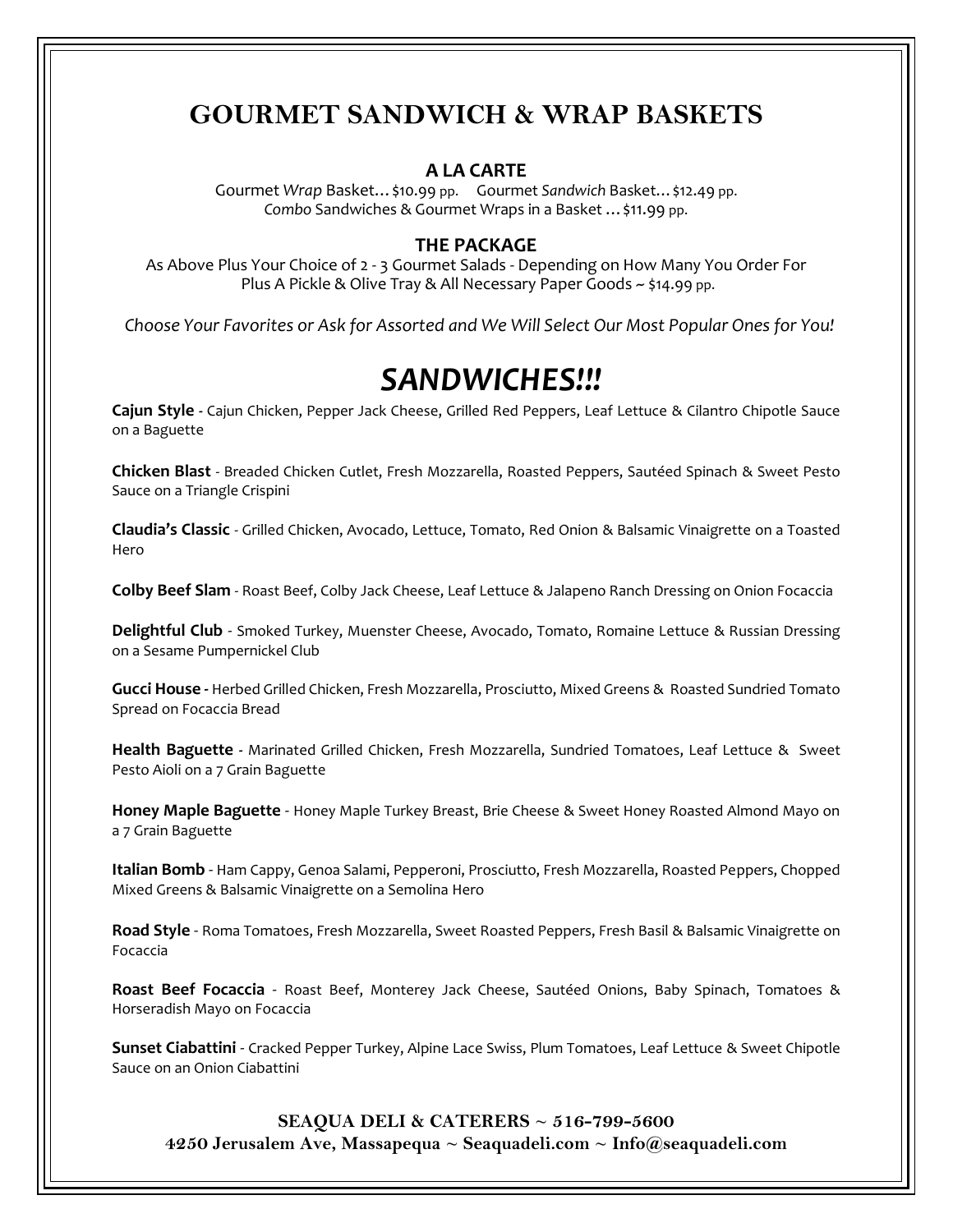# GOURMET SANDWICH & WRAP BASKETS

### A LA CARTE

Gourmet *Wrap* Basket… $10.99 pp. Gourmet *Sandwich* Basket… $12.49 pp.
*Combo* Sandwiches & Gourmet Wraps in a Basket … $11.99 pp.

### THE PACKAGE

As Above Plus Your Choice of 2 - 3 Gourmet Salads - Depending on How Many You Order For
Plus A Pickle & Olive Tray & All Necessary Paper Goods ~ $14.99 pp.

*Choose Your Favorites or Ask for Assorted and We Will Select Our Most Popular Ones for You!*

# *SANDWICHES!!!*

**Cajun Style** - Cajun Chicken, Pepper Jack Cheese, Grilled Red Peppers, Leaf Lettuce & Cilantro Chipotle Sauce on a Baguette

**Chicken Blast** - Breaded Chicken Cutlet, Fresh Mozzarella, Roasted Peppers, Sautéed Spinach & Sweet Pesto Sauce on a Triangle Crispini

**Claudia's Classic** - Grilled Chicken, Avocado, Lettuce, Tomato, Red Onion & Balsamic Vinaigrette on a Toasted Hero

**Colby Beef Slam** - Roast Beef, Colby Jack Cheese, Leaf Lettuce & Jalapeno Ranch Dressing on Onion Focaccia

**Delightful Club** - Smoked Turkey, Muenster Cheese, Avocado, Tomato, Romaine Lettuce & Russian Dressing on a Sesame Pumpernickel Club

**Gucci House** - Herbed Grilled Chicken, Fresh Mozzarella, Prosciutto, Mixed Greens & Roasted Sundried Tomato Spread on Focaccia Bread

**Health Baguette** - Marinated Grilled Chicken, Fresh Mozzarella, Sundried Tomatoes, Leaf Lettuce & Sweet Pesto Aioli on a 7 Grain Baguette

**Honey Maple Baguette** - Honey Maple Turkey Breast, Brie Cheese & Sweet Honey Roasted Almond Mayo on a 7 Grain Baguette

**Italian Bomb** - Ham Cappy, Genoa Salami, Pepperoni, Prosciutto, Fresh Mozzarella, Roasted Peppers, Chopped Mixed Greens & Balsamic Vinaigrette on a Semolina Hero

**Road Style** - Roma Tomatoes, Fresh Mozzarella, Sweet Roasted Peppers, Fresh Basil & Balsamic Vinaigrette on Focaccia

**Roast Beef Focaccia** - Roast Beef, Monterey Jack Cheese, Sautéed Onions, Baby Spinach, Tomatoes & Horseradish Mayo on Focaccia

**Sunset Ciabattini** - Cracked Pepper Turkey, Alpine Lace Swiss, Plum Tomatoes, Leaf Lettuce & Sweet Chipotle Sauce on an Onion Ciabattini

**SEAQUA DELI & CATERERS ~ 516-799-5600**
**4250 Jerusalem Ave, Massapequa ~ Seaquadeli.com ~ Info@seaquadeli.com**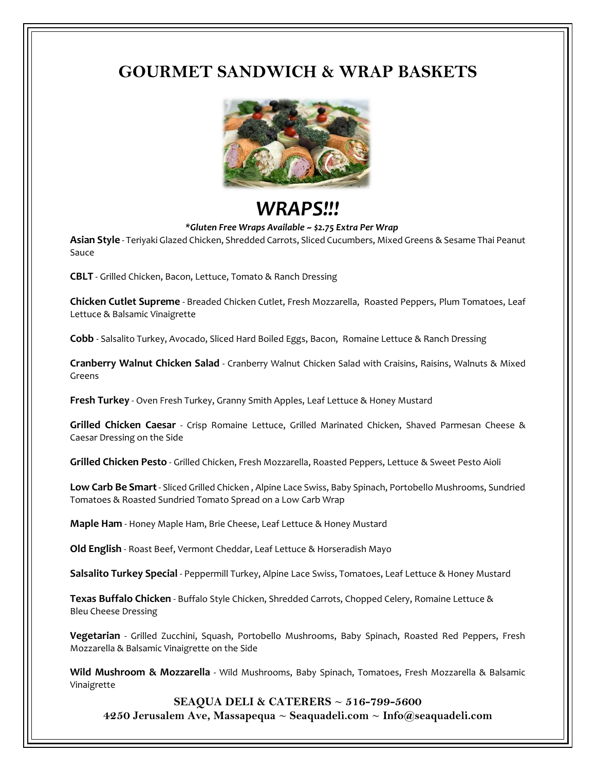# GOURMET SANDWICH & WRAP BASKETS

## *WRAPS!!!*

***Gluten Free Wraps Available ~ $2.75 Extra Per Wrap***

**Asian Style** - Teriyaki Glazed Chicken, Shredded Carrots, Sliced Cucumbers, Mixed Greens & Sesame Thai Peanut Sauce

**CBLT** - Grilled Chicken, Bacon, Lettuce, Tomato & Ranch Dressing

**Chicken Cutlet Supreme** - Breaded Chicken Cutlet, Fresh Mozzarella, Roasted Peppers, Plum Tomatoes, Leaf Lettuce & Balsamic Vinaigrette

**Cobb** - Salsalito Turkey, Avocado, Sliced Hard Boiled Eggs, Bacon, Romaine Lettuce & Ranch Dressing

**Cranberry Walnut Chicken Salad** - Cranberry Walnut Chicken Salad with Craisins, Raisins, Walnuts & Mixed Greens

**Fresh Turkey** - Oven Fresh Turkey, Granny Smith Apples, Leaf Lettuce & Honey Mustard

**Grilled Chicken Caesar** - Crisp Romaine Lettuce, Grilled Marinated Chicken, Shaved Parmesan Cheese & Caesar Dressing on the Side

**Grilled Chicken Pesto** - Grilled Chicken, Fresh Mozzarella, Roasted Peppers, Lettuce & Sweet Pesto Aioli

**Low Carb Be Smart** - Sliced Grilled Chicken , Alpine Lace Swiss, Baby Spinach, Portobello Mushrooms, Sundried Tomatoes & Roasted Sundried Tomato Spread on a Low Carb Wrap

**Maple Ham** - Honey Maple Ham, Brie Cheese, Leaf Lettuce & Honey Mustard

**Old English** - Roast Beef, Vermont Cheddar, Leaf Lettuce & Horseradish Mayo

**Salsalito Turkey Special** - Peppermill Turkey, Alpine Lace Swiss, Tomatoes, Leaf Lettuce & Honey Mustard

**Texas Buffalo Chicken** - Buffalo Style Chicken, Shredded Carrots, Chopped Celery, Romaine Lettuce & Bleu Cheese Dressing

**Vegetarian** - Grilled Zucchini, Squash, Portobello Mushrooms, Baby Spinach, Roasted Red Peppers, Fresh Mozzarella & Balsamic Vinaigrette on the Side

**Wild Mushroom & Mozzarella** - Wild Mushrooms, Baby Spinach, Tomatoes, Fresh Mozzarella & Balsamic Vinaigrette

**SEAQUA DELI & CATERERS ~ 516-799-5600**
**4250 Jerusalem Ave, Massapequa ~ Seaquadeli.com ~ Info@seaquadeli.com**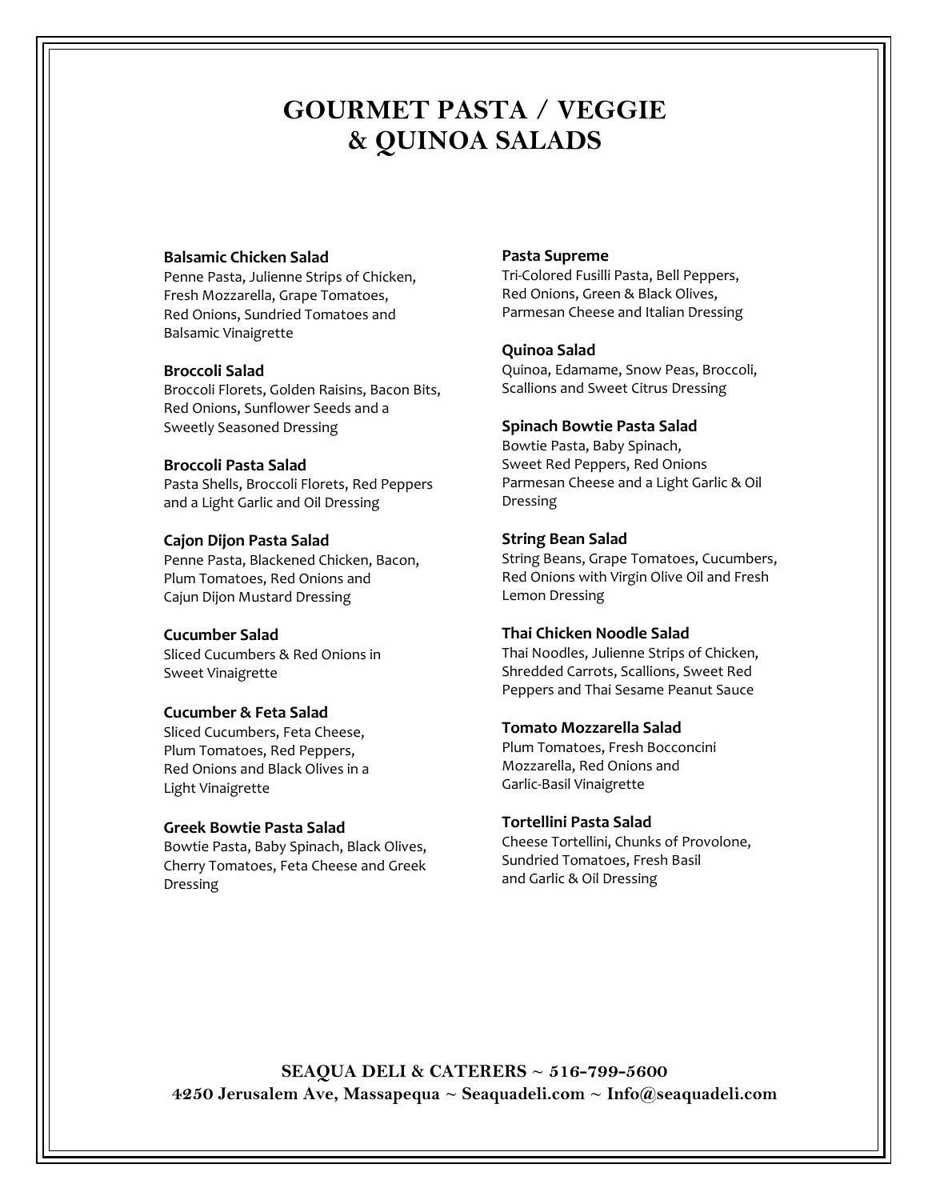# GOURMET PASTA / VEGGIE & QUINOA SALADS

**Balsamic Chicken Salad**
Penne Pasta, Julienne Strips of Chicken, Fresh Mozzarella, Grape Tomatoes, Red Onions, Sundried Tomatoes and Balsamic Vinaigrette

**Broccoli Salad**
Broccoli Florets, Golden Raisins, Bacon Bits, Red Onions, Sunflower Seeds and a Sweetly Seasoned Dressing

**Broccoli Pasta Salad**
Pasta Shells, Broccoli Florets, Red Peppers and a Light Garlic and Oil Dressing

**Cajon Dijon Pasta Salad**
Penne Pasta, Blackened Chicken, Bacon, Plum Tomatoes, Red Onions and Cajun Dijon Mustard Dressing

**Cucumber Salad**
Sliced Cucumbers & Red Onions in Sweet Vinaigrette

**Cucumber & Feta Salad**
Sliced Cucumbers, Feta Cheese, Plum Tomatoes, Red Peppers, Red Onions and Black Olives in a Light Vinaigrette

**Greek Bowtie Pasta Salad**
Bowtie Pasta, Baby Spinach, Black Olives, Cherry Tomatoes, Feta Cheese and Greek Dressing

**Pasta Supreme**
Tri-Colored Fusilli Pasta, Bell Peppers, Red Onions, Green & Black Olives, Parmesan Cheese and Italian Dressing

**Quinoa Salad**
Quinoa, Edamame, Snow Peas, Broccoli, Scallions and Sweet Citrus Dressing

**Spinach Bowtie Pasta Salad**
Bowtie Pasta, Baby Spinach, Sweet Red Peppers, Red Onions Parmesan Cheese and a Light Garlic & Oil Dressing

**String Bean Salad**
String Beans, Grape Tomatoes, Cucumbers, Red Onions with Virgin Olive Oil and Fresh Lemon Dressing

**Thai Chicken Noodle Salad**
Thai Noodles, Julienne Strips of Chicken, Shredded Carrots, Scallions, Sweet Red Peppers and Thai Sesame Peanut Sauce

**Tomato Mozzarella Salad**
Plum Tomatoes, Fresh Bocconcini Mozzarella, Red Onions and Garlic-Basil Vinaigrette

**Tortellini Pasta Salad**
Cheese Tortellini, Chunks of Provolone, Sundried Tomatoes, Fresh Basil and Garlic & Oil Dressing

**SEAQUA DELI & CATERERS ~ 516-799-5600**
**4250 Jerusalem Ave, Massapequa ~ Seaquadeli.com ~ Info@seaquadeli.com**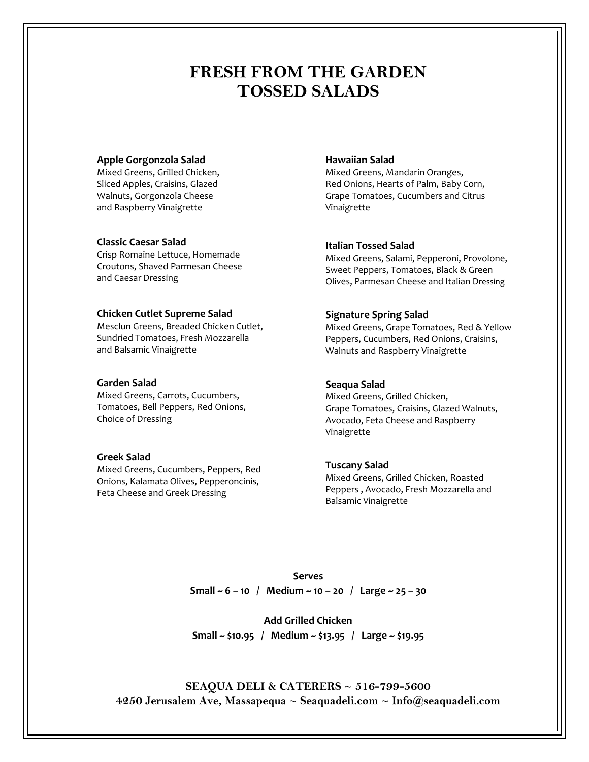# FRESH FROM THE GARDEN TOSSED SALADS

**Apple Gorgonzola Salad**
Mixed Greens, Grilled Chicken, Sliced Apples, Craisins, Glazed Walnuts, Gorgonzola Cheese and Raspberry Vinaigrette

**Classic Caesar Salad**
Crisp Romaine Lettuce, Homemade Croutons, Shaved Parmesan Cheese and Caesar Dressing

**Chicken Cutlet Supreme Salad**
Mesclun Greens, Breaded Chicken Cutlet, Sundried Tomatoes, Fresh Mozzarella and Balsamic Vinaigrette

**Garden Salad**
Mixed Greens, Carrots, Cucumbers, Tomatoes, Bell Peppers, Red Onions, Choice of Dressing

**Greek Salad**
Mixed Greens, Cucumbers, Peppers, Red Onions, Kalamata Olives, Pepperoncinis, Feta Cheese and Greek Dressing

**Hawaiian Salad**
Mixed Greens, Mandarin Oranges, Red Onions, Hearts of Palm, Baby Corn, Grape Tomatoes, Cucumbers and Citrus Vinaigrette

**Italian Tossed Salad**
Mixed Greens, Salami, Pepperoni, Provolone, Sweet Peppers, Tomatoes, Black & Green Olives, Parmesan Cheese and Italian Dressing

**Signature Spring Salad**
Mixed Greens, Grape Tomatoes, Red & Yellow Peppers, Cucumbers, Red Onions, Craisins, Walnuts and Raspberry Vinaigrette

**Seaqua Salad**
Mixed Greens, Grilled Chicken, Grape Tomatoes, Craisins, Glazed Walnuts, Avocado, Feta Cheese and Raspberry Vinaigrette

**Tuscany Salad**
Mixed Greens, Grilled Chicken, Roasted Peppers , Avocado, Fresh Mozzarella and Balsamic Vinaigrette

**Serves**
**Small ~ 6 – 10 / Medium ~ 10 – 20 / Large ~ 25 – 30**

**Add Grilled Chicken**
**Small ~ $10.95 / Medium ~ $13.95 / Large ~ $19.95**

**SEAQUA DELI & CATERERS ~ 516-799-5600**
**4250 Jerusalem Ave, Massapequa ~ Seaquadeli.com ~ Info@seaquadeli.com**